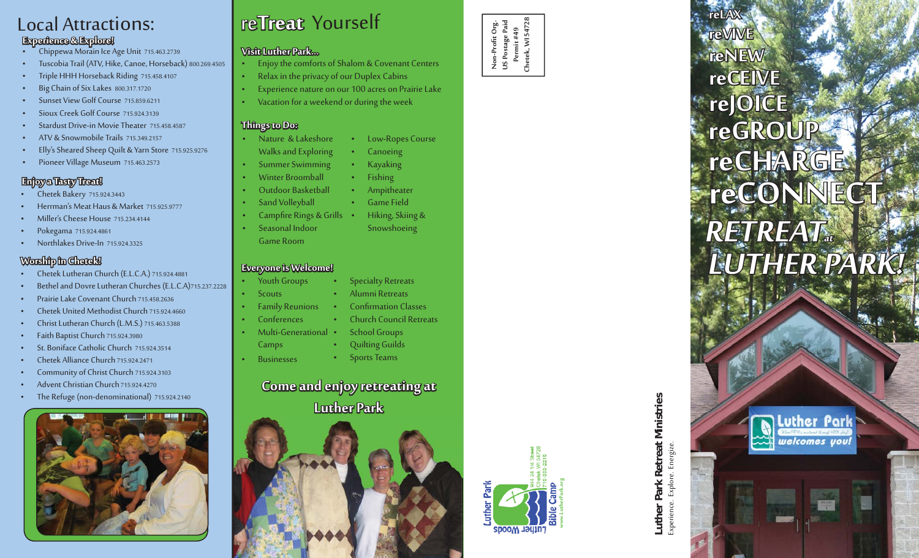# Local Attractions:

### Experience & Explore!

- Chippewa Morain Ice Age Unit 715.463.2739
- Tuscobia Trail (ATV, Hike, Canoe, Horseback) 800.269.4505
- Triple HHH Horseback Riding 715.458.4107
- Big Chain of Six Lakes 800.317.1720
- Sunset View Golf Course 715.859.6211
- Sioux Creek Golf Course 715.924.3139
- Stardust Drive-in Movie Theater 715.458.4587
- ATV & Snowmobile Trails 715.349.2157
- Elly's Sheared Sheep Quilt & Yarn Store 715.925.9276
- Pioneer Village Museum 715.463.2573

### Enjoy a Tasty Treat!

- Chetek Bakery 715.924.3443
- Herrman's Meat Haus & Market 715.925.9777
- Miller's Cheese House 715.234.4144
- Pokegama 715.924.4861
- Northlakes Drive-In 715.924.3325

### Worship in Chetek!

- Chetek Lutheran Church (E.L.C.A.) 715.924.4881
- Bethel and Dovre Lutheran Churches (E.L.C.A)715.237.2228
- Prairie Lake Covenant Church 715.458.2636
- Chetek United Methodist Church 715.924.4660
- Christ Lutheran Church (L.M.S.) 715.463.5388
- Faith Baptist Church 715.924.3980
- St. Boniface Catholic Church 715.924.3514
- Chetek Alliance Church 715.924.2471
- Community of Christ Church 715.924.3103
- Advent Christian Church 715.924.4270
- The Refuge (non-denominational) 715.924.2140

# reTreat Yourself

### Visit Luther Park...

- Enjoy the comforts of Shalom & Covenant Centers
- Relax in the privacy of our Duplex Cabins
- Experience nature on our 100 acres on Prairie Lake
- Vacation for a weekend or during the week

### Things to Do:

- Nature & Lakeshore Walks and Exploring
- Summer Swimming
- Winter Broomball
- Outdoor Basketball
- Sand Volleyball
- Campfire Rings & Grills
- Seasonal Indoor Game Room
- Low-Ropes Course
- Canoeing
- Kayaking
- Fishing
- Ampitheater
- Game Field
- Hiking, Skiing & Snowshoeing

### Everyone is Welcome!

- Youth Groups
- Scouts
- Family Reunions
- Conferences
- Multi-Generational Camps
- Businesses
- Specialty Retreats
- Alumni Retreats
- Confirmation Classes
- Church Council Retreats
- School Groups
- Quilting Guilds
- Sports Teams

**Come and enjoy retreating at Luther Park**

Non-Profit Org.
US Postage Paid
Permit #49
Chetek, WI 54728

Luther Park Bible Camp
Luther Woods
864 24 1/4 Street
Chetek WI 54728
715-859-2215
www.LutherPark.org

**Luther Park Retreat Ministries**
Experience. Explore. Energize.

reLAX
reVIVE
reNEW
reCEIVE
reJOICE
reGROUP
reCHARGE
reCONNECT
*RETREAT at LUTHER PARK!*

Luther Park welcomes you!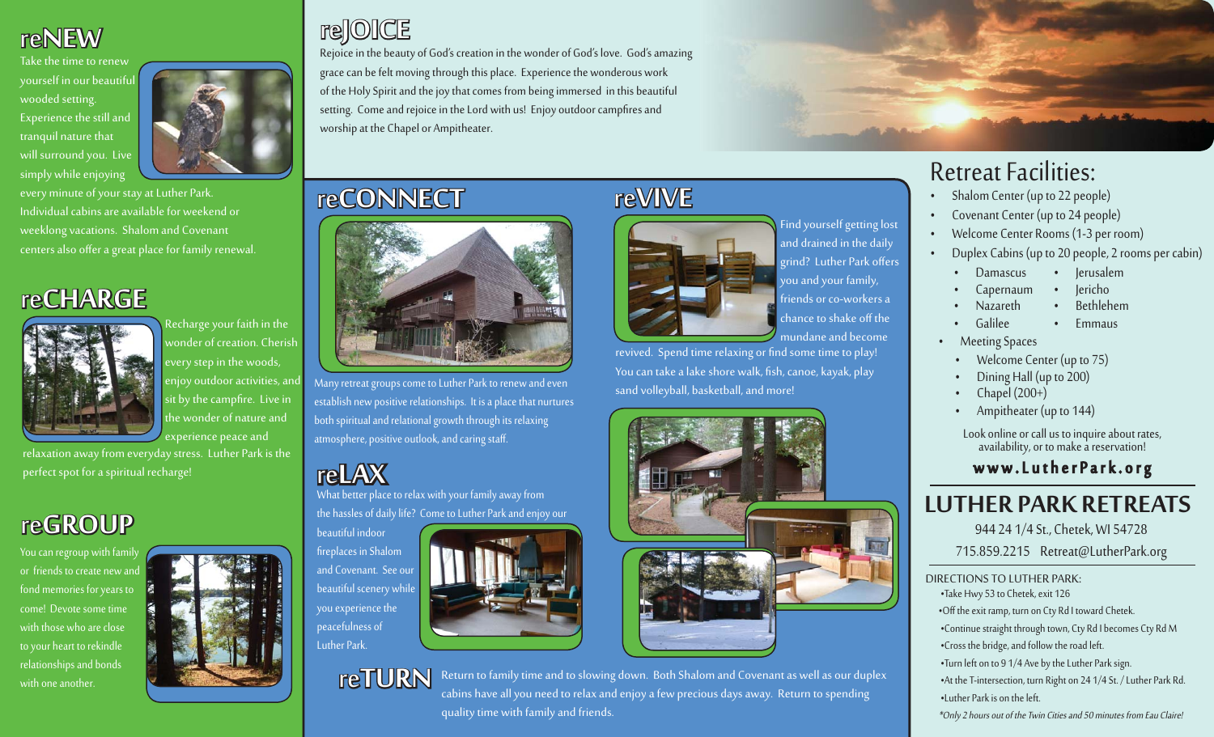## reNEW

Take the time to renew yourself in our beautiful wooded setting. Experience the still and tranquil nature that will surround you. Live simply while enjoying every minute of your stay at Luther Park. Individual cabins are available for weekend or weeklong vacations. Shalom and Covenant centers also offer a great place for family renewal.

## reCHARGE

Recharge your faith in the wonder of creation. Cherish every step in the woods, enjoy outdoor activities, and sit by the campfire. Live in the wonder of nature and experience peace and relaxation away from everyday stress. Luther Park is the perfect spot for a spiritual recharge!

## reGROUP

You can regroup with family or friends to create new and fond memories for years to come! Devote some time with those who are close to your heart to rekindle relationships and bonds with one another.

## reJOICE

Rejoice in the beauty of God's creation in the wonder of God's love. God's amazing grace can be felt moving through this place. Experience the wonderous work of the Holy Spirit and the joy that comes from being immersed in this beautiful setting. Come and rejoice in the Lord with us! Enjoy outdoor campfires and worship at the Chapel or Ampitheater.

## reCONNECT

Many retreat groups come to Luther Park to renew and even establish new positive relationships. It is a place that nurtures both spiritual and relational growth through its relaxing atmosphere, positive outlook, and caring staff.

## reVIVE

Find yourself getting lost and drained in the daily grind? Luther Park offers you and your family, friends or co-workers a chance to shake off the mundane and become revived. Spend time relaxing or find some time to play! You can take a lake shore walk, fish, canoe, kayak, play sand volleyball, basketball, and more!

## reLAX

What better place to relax with your family away from the hassles of daily life? Come to Luther Park and enjoy our beautiful indoor fireplaces in Shalom and Covenant. See our beautiful scenery while you experience the peacefulness of Luther Park.

## reTURN

Return to family time and to slowing down. Both Shalom and Covenant as well as our duplex cabins have all you need to relax and enjoy a few precious days away. Return to spending quality time with family and friends.

# Retreat Facilities:

- Shalom Center (up to 22 people)
- Covenant Center (up to 24 people)
- Welcome Center Rooms (1-3 per room)
- Duplex Cabins (up to 20 people, 2 rooms per cabin)
  - Damascus
  - Capernaum
  - Nazareth
  - Galilee
  - Jerusalem
  - Jericho
  - Bethlehem
  - Emmaus
- Meeting Spaces
  - Welcome Center (up to 75)
  - Dining Hall (up to 200)
  - Chapel (200+)
  - Ampitheater (up to 144)

Look online or call us to inquire about rates, availability, or to make a reservation!

**www.LutherPark.org**

# LUTHER PARK RETREATS

944 24 1/4 St., Chetek, WI 54728

715.859.2215 Retreat@LutherPark.org

DIRECTIONS TO LUTHER PARK:

- Take Hwy 53 to Chetek, exit 126
- Off the exit ramp, turn on Cty Rd I toward Chetek.
- Continue straight through town, Cty Rd I becomes Cty Rd M
- Cross the bridge, and follow the road left.
- Turn left on to 9 1/4 Ave by the Luther Park sign.
- At the T-intersection, turn Right on 24 1/4 St. / Luther Park Rd.
- Luther Park is on the left.

*\*Only 2 hours out of the Twin Cities and 50 minutes from Eau Claire!*